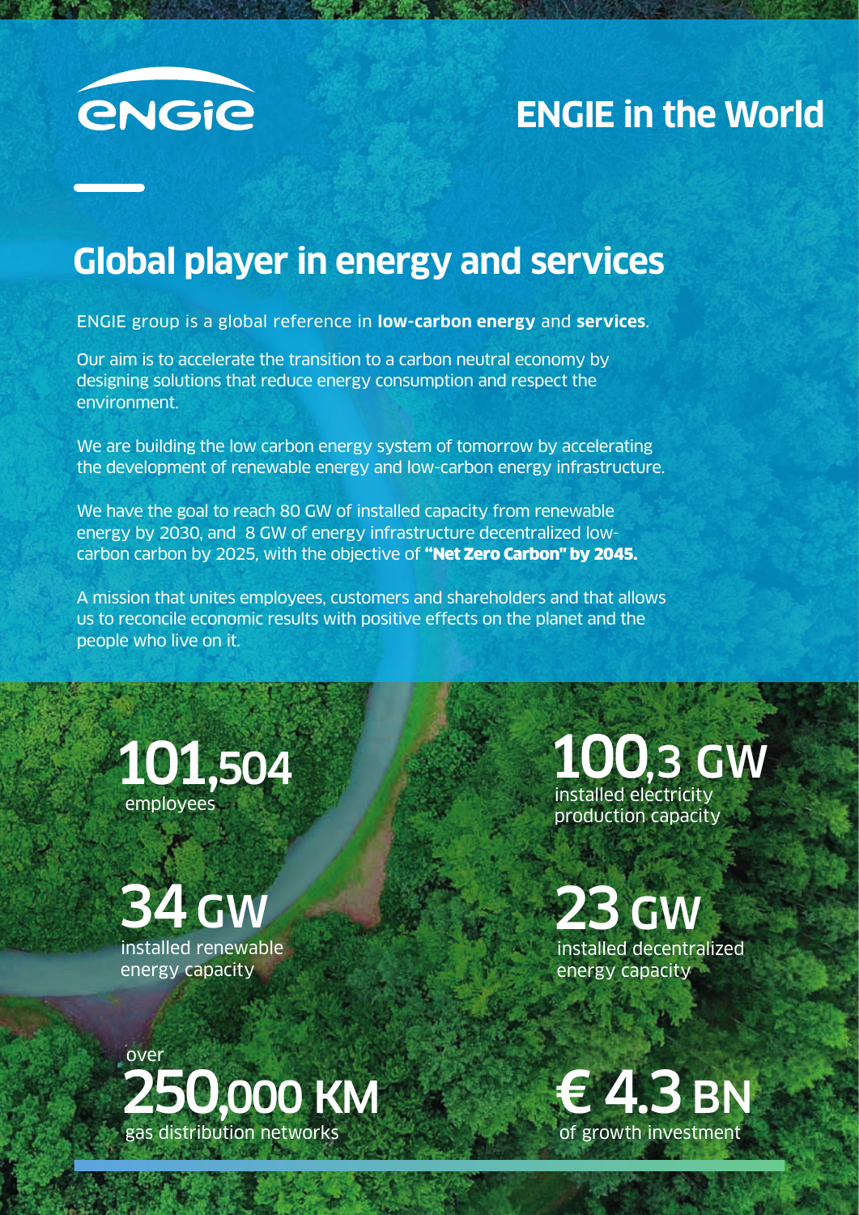# ENGIE in the World

## Global player in energy and services

ENGIE group is a global reference in **low-carbon energy** and **services**.

Our aim is to accelerate the transition to a carbon neutral economy by designing solutions that reduce energy consumption and respect the environment.

We are building the low carbon energy system of tomorrow by accelerating the development of renewable energy and low-carbon energy infrastructure.

We have the goal to reach 80 GW of installed capacity from renewable energy by 2030, and 8 GW of energy infrastructure decentralized low-carbon carbon by 2025, with the objective of **"Net Zero Carbon" by 2045.**

A mission that unites employees, customers and shareholders and that allows us to reconcile economic results with positive effects on the planet and the people who live on it.

**101,504**
employees

**100,3 GW**
installed electricity production capacity

**34 GW**
installed renewable energy capacity

**23 GW**
installed decentralized energy capacity

over
**250,000 KM**
gas distribution networks

**€ 4.3 BN**
of growth investment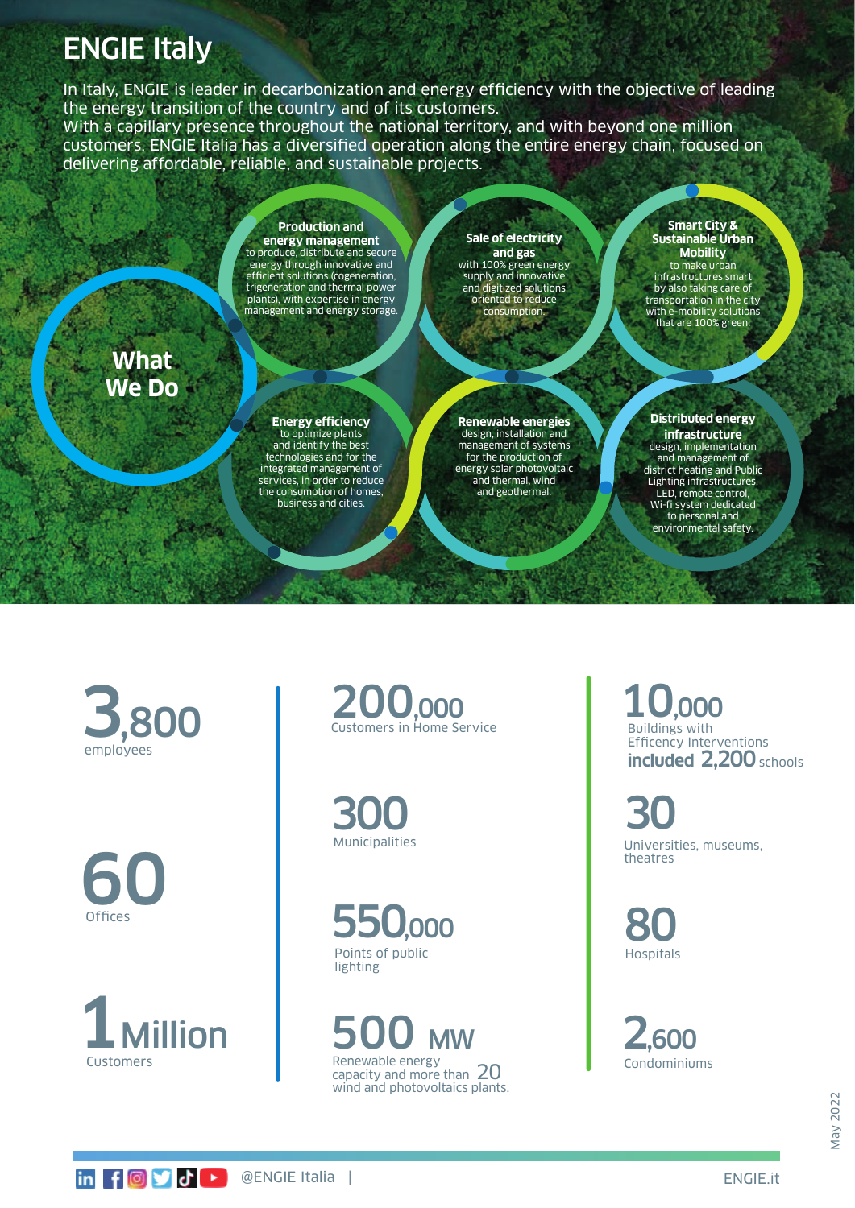# ENGIE Italy

In Italy, ENGIE is leader in decarbonization and energy efficiency with the objective of leading the energy transition of the country and of its customers.
With a capillary presence throughout the national territory, and with beyond one million customers, ENGIE Italia has a diversified operation along the entire energy chain, focused on delivering affordable, reliable, and sustainable projects.

## What We Do

**Production and energy management**
to produce, distribute and secure energy through innovative and efficient solutions (cogeneration, trigeneration and thermal power plants), with expertise in energy management and energy storage.

**Sale of electricity and gas**
with 100% green energy supply and innovative and digitized solutions oriented to reduce consumption.

**Smart City & Sustainable Urban Mobility**
to make urban infrastructures smart by also taking care of transportation in the city with e-mobility solutions that are 100% green.

**Energy efficiency**
to optimize plants and identify the best technologies and for the integrated management of services, in order to reduce the consumption of homes, business and cities.

**Renewable energies**
design, installation and management of systems for the production of energy solar photovoltaic and thermal, wind and geothermal.

**Distributed energy infrastructure**
design, implementation and management of district heating and Public Lighting infrastructures. LED, remote control, Wi-fi system dedicated to personal and environmental safety.

**3,800**
employees

**60**
Offices

**1 Million**
Customers

**200,000**
Customers in Home Service

**300**
Municipalities

**550,000**
Points of public lighting

**500 MW**
Renewable energy capacity and more than 20 wind and photovoltaics plants.

**10,000**
Buildings with Efficency Interventions
**included 2,200** schools

**30**
Universities, museums, theatres

**80**
Hospitals

**2,600**
Condominiums

May 2022

@ENGIE Italia | ENGIE.it